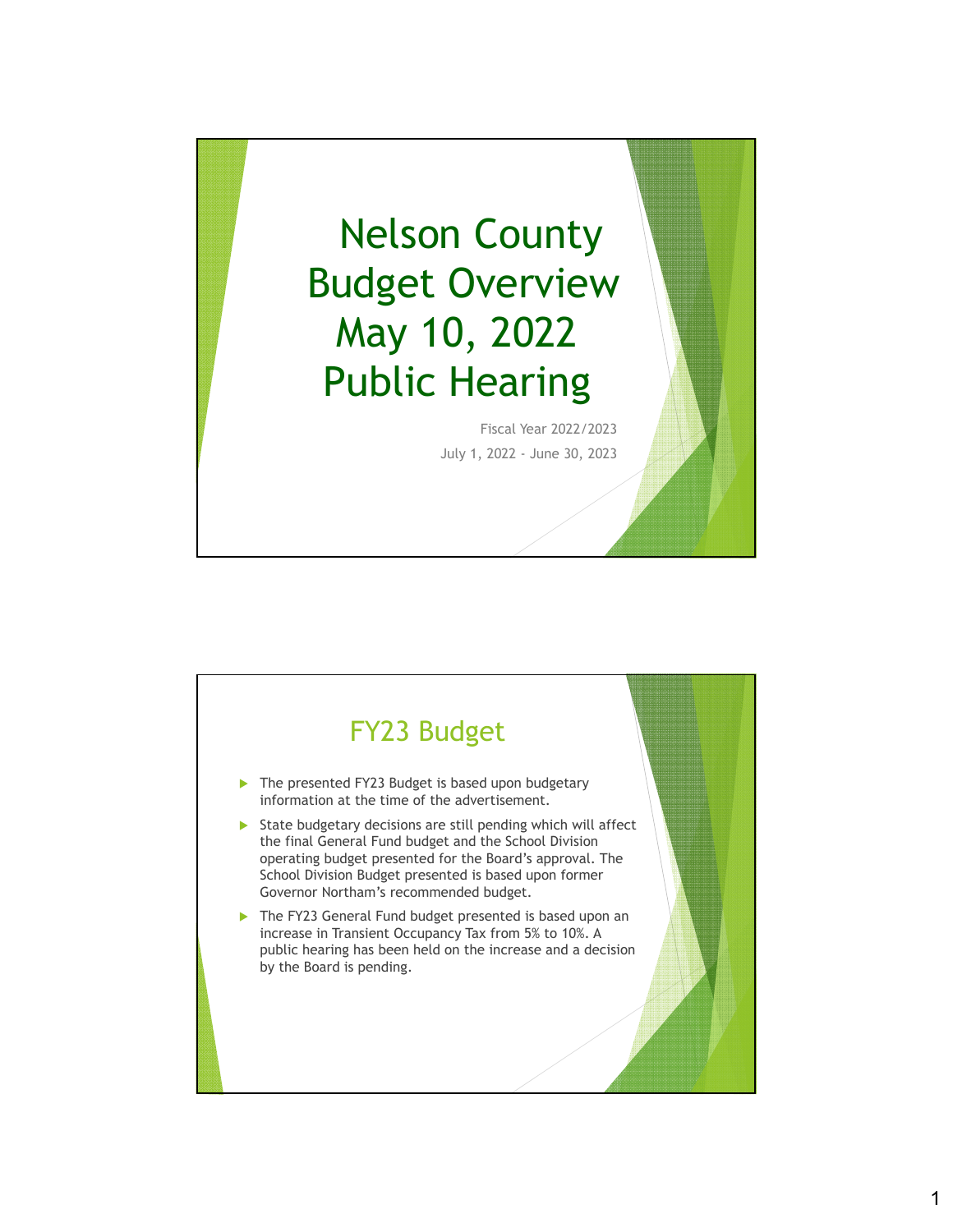# Nelson County Budget Overview May 10, 2022 Public Hearing

Fiscal Year 2022/2023

July 1, 2022 - June 30, 2023

## FY23 Budget

- The presented FY23 Budget is based upon budgetary information at the time of the advertisement.
- State budgetary decisions are still pending which will affect the final General Fund budget and the School Division operating budget presented for the Board's approval. The School Division Budget presented is based upon former Governor Northam's recommended budget.
- The FY23 General Fund budget presented is based upon an increase in Transient Occupancy Tax from 5% to 10%. A public hearing has been held on the increase and a decision by the Board is pending.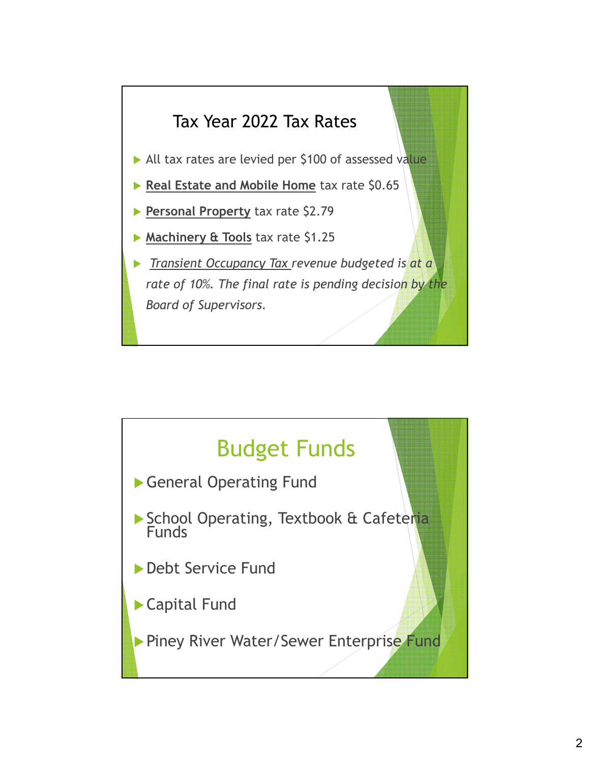## Tax Year 2022 Tax Rates

- All tax rates are levied per $100 of assessed value
- **Real Estate and Mobile Home** tax rate $0.65
- **Personal Property** tax rate $2.79
- **Machinery & Tools** tax rate $1.25
- *Transient Occupancy Tax revenue budgeted is at a rate of 10%. The final rate is pending decision by the Board of Supervisors.*

## Budget Funds

- General Operating Fund
- School Operating, Textbook & Cafeteria Funds
- Debt Service Fund
- Capital Fund
- Piney River Water/Sewer Enterprise Fund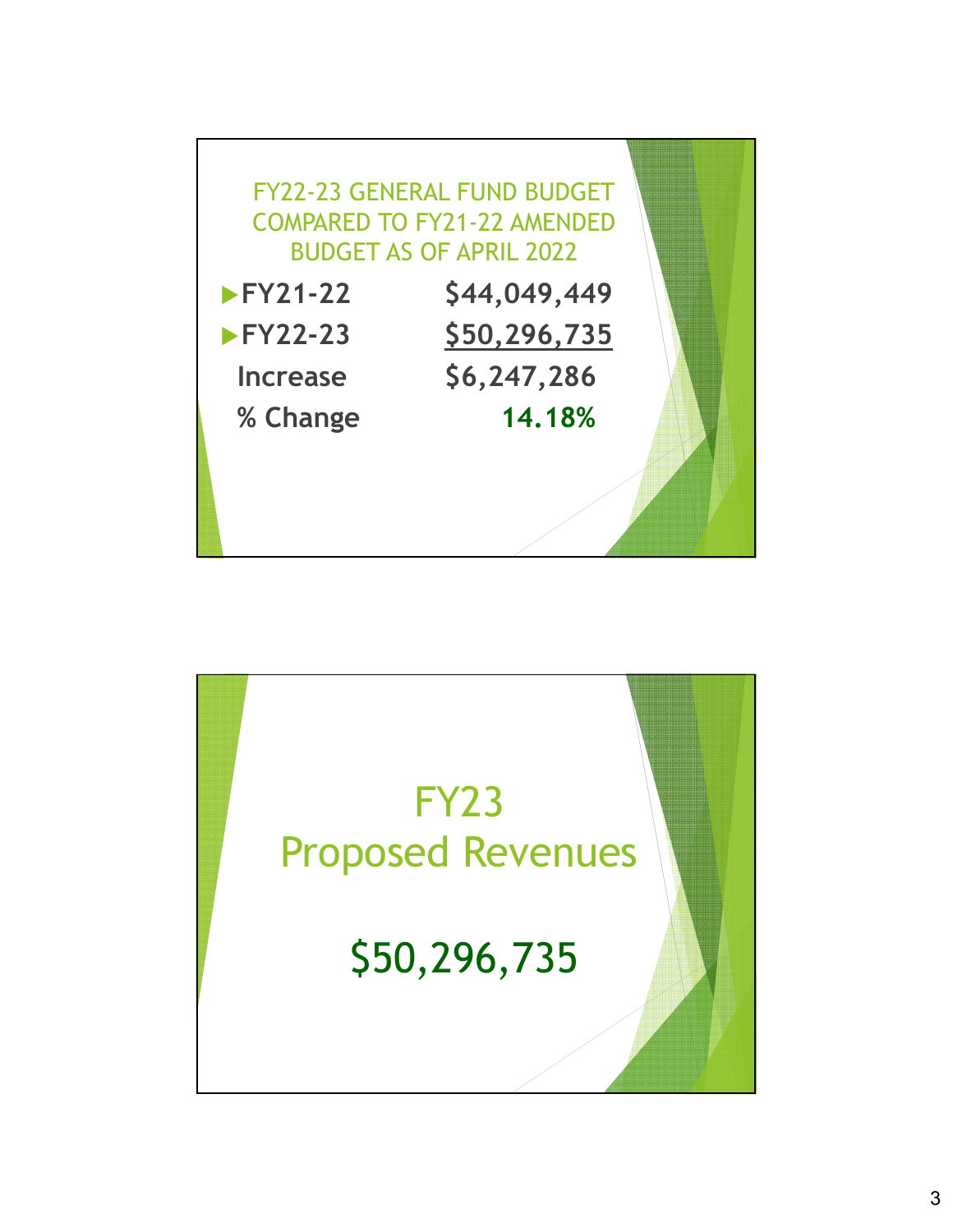## FY22-23 GENERAL FUND BUDGET COMPARED TO FY21-22 AMENDED BUDGET AS OF APRIL 2022

| | |
|---|---|
| **FY21-22** | **$44,049,449** |
| **FY22-23** | **$50,296,735** |
| **Increase** | **$6,247,286** |
| **% Change** | **14.18%** |

## FY23 Proposed Revenues

## $50,296,735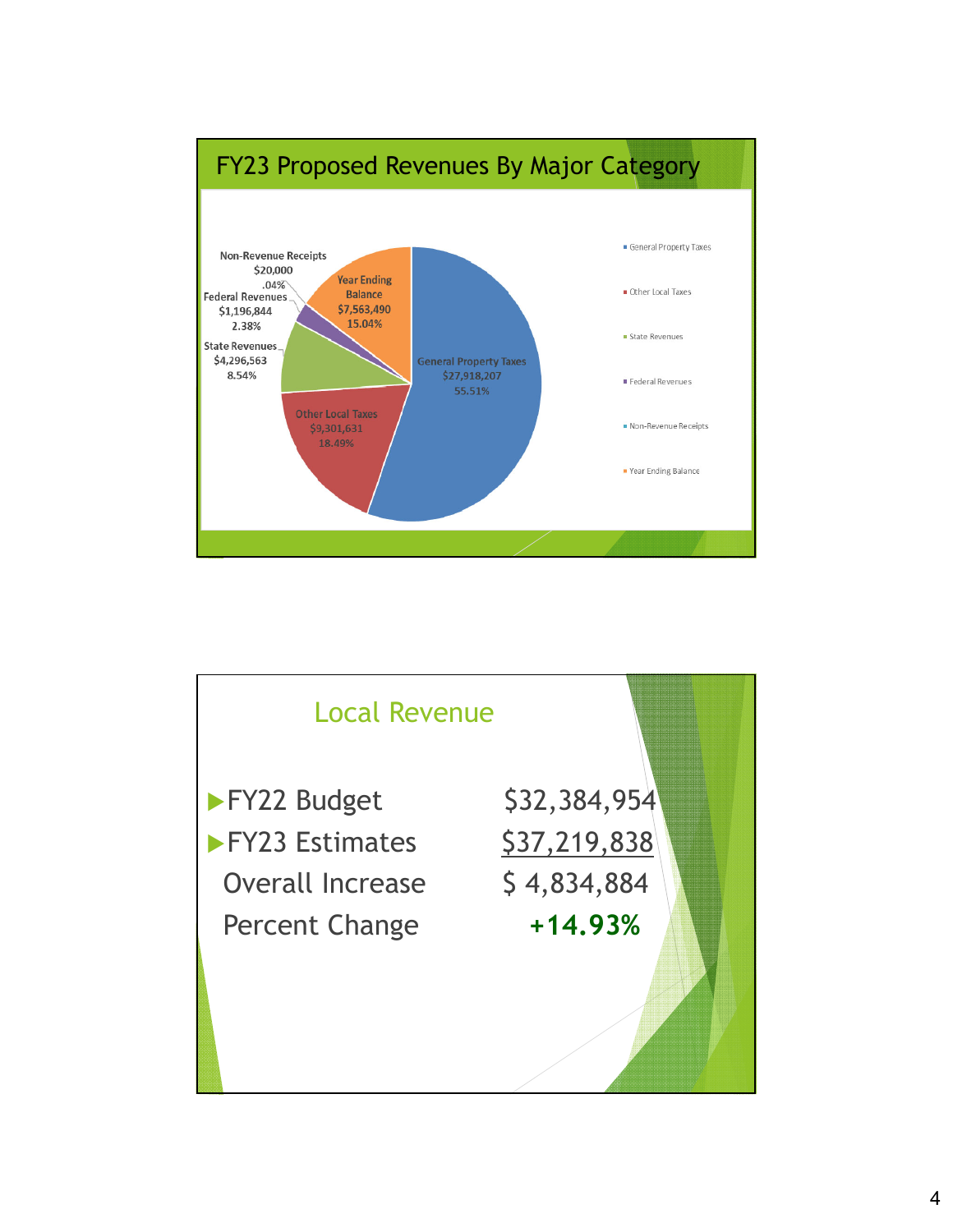## FY23 Proposed Revenues By Major Category

| Category | Amount | Percent |
|---|---|---|
| General Property Taxes | $27,918,207 | 55.51% |
| Other Local Taxes | $9,301,631 | 18.49% |
| State Revenues | $4,296,563 | 8.54% |
| Federal Revenues | $1,196,844 | 2.38% |
| Non-Revenue Receipts | $20,000 | .04% |
| Year Ending Balance | $7,563,490 | 15.04% |

## Local Revenue

- FY22 Budget $32,384,954
- FY23 Estimates $37,219,838

Overall Increase $ 4,834,884

Percent Change **+14.93%**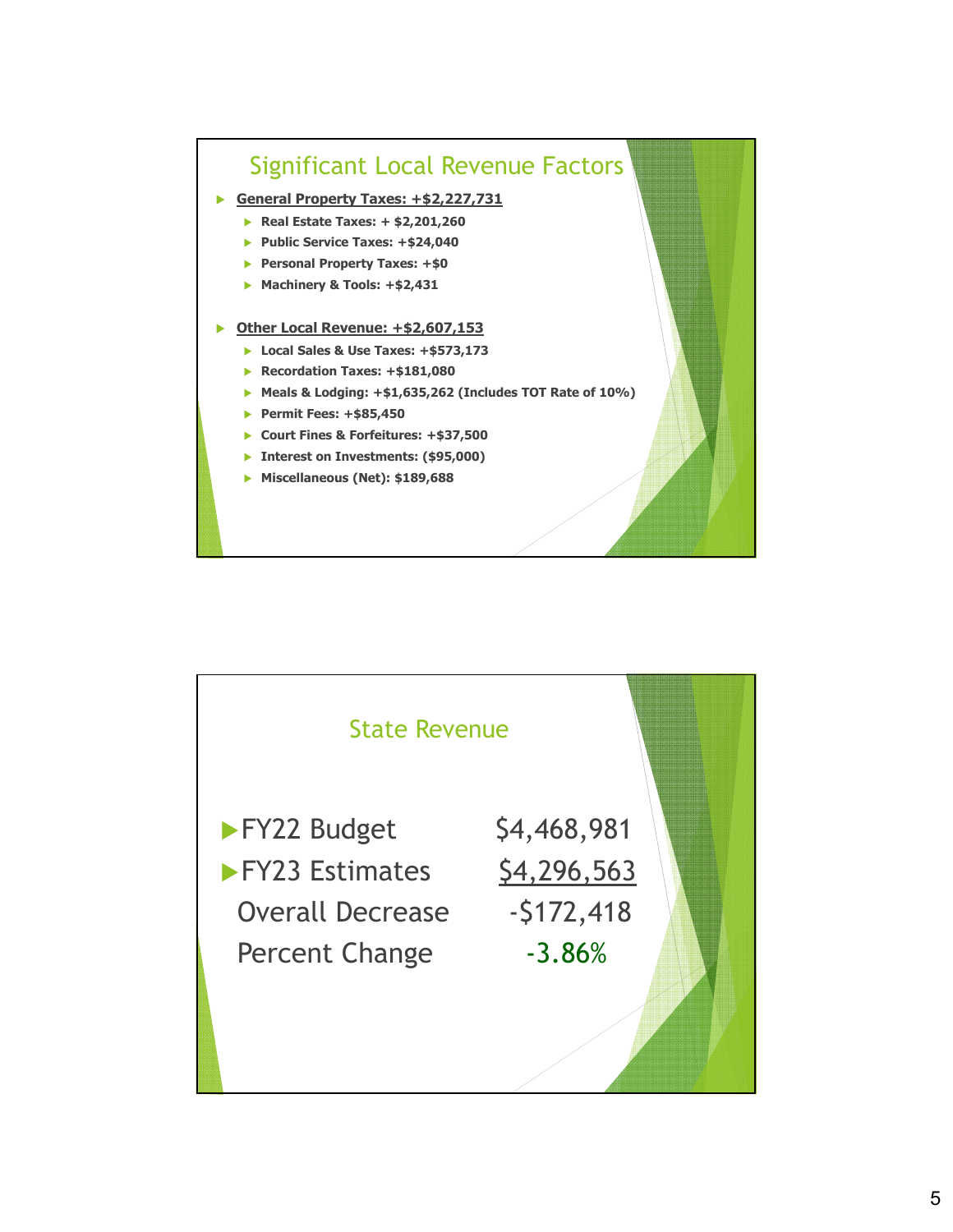## Significant Local Revenue Factors

- **General Property Taxes: +$2,227,731**
  - **Real Estate Taxes: + $2,201,260**
  - **Public Service Taxes: +$24,040**
  - **Personal Property Taxes: +$0**
  - **Machinery & Tools: +$2,431**

- **Other Local Revenue: +$2,607,153**
  - **Local Sales & Use Taxes: +$573,173**
  - **Recordation Taxes: +$181,080**
  - **Meals & Lodging: +$1,635,262 (Includes TOT Rate of 10%)**
  - **Permit Fees: +$85,450**
  - **Court Fines & Forfeitures: +$37,500**
  - **Interest on Investments: ($95,000)**
  - **Miscellaneous (Net): $189,688**

## State Revenue

| | |
|---|---|
| FY22 Budget | $4,468,981 |
| FY23 Estimates | $4,296,563 |
| Overall Decrease | -$172,418 |
| Percent Change | -3.86% |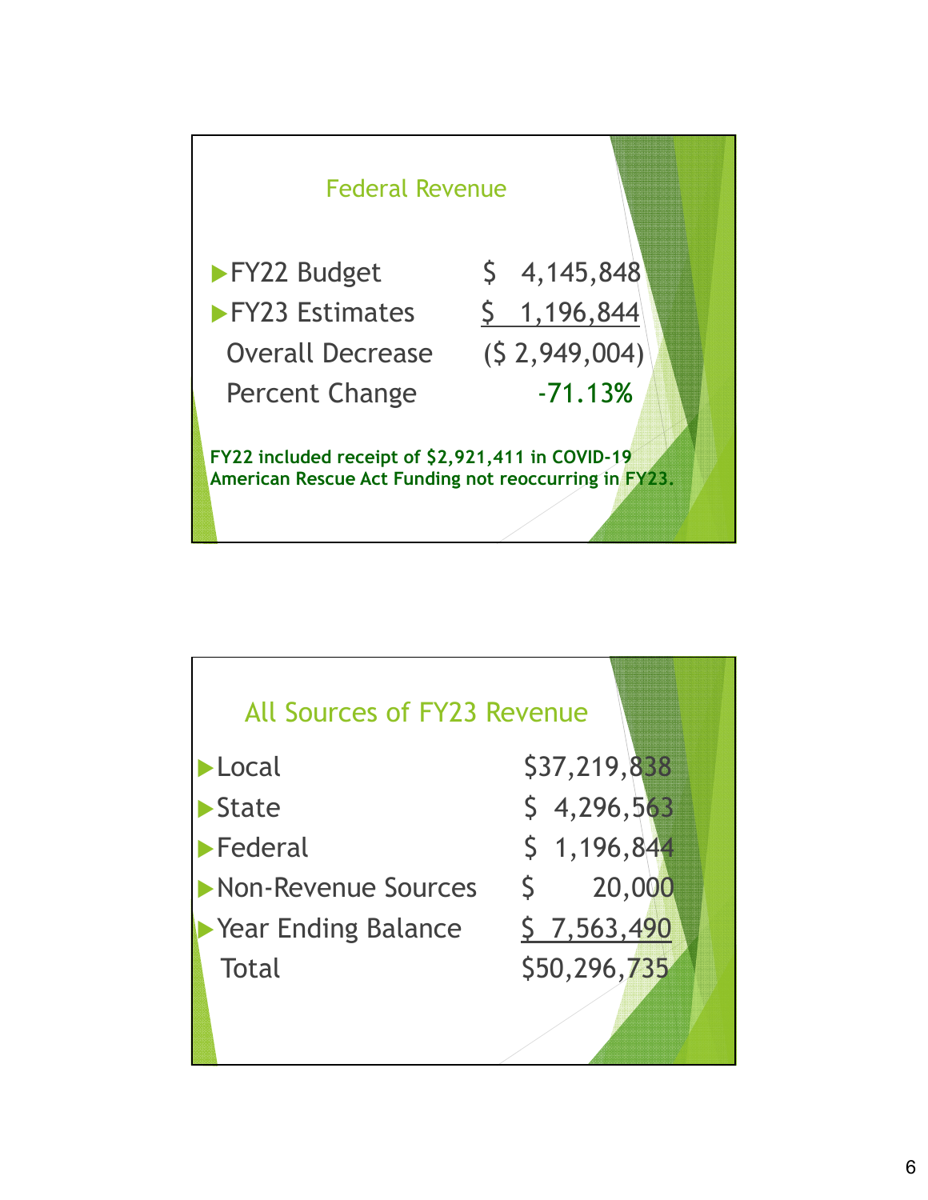## Federal Revenue

| | |
|---|---|
| FY22 Budget | $ 4,145,848 |
| FY23 Estimates | $ 1,196,844 |
| Overall Decrease | ($ 2,949,004) |
| Percent Change | -71.13% |

**FY22 included receipt of $2,921,411 in COVID-19 American Rescue Act Funding not reoccurring in FY23.**

## All Sources of FY23 Revenue

| | |
|---|---|
| Local | $37,219,838 |
| State | $ 4,296,563 |
| Federal | $ 1,196,844 |
| Non-Revenue Sources | $ 20,000 |
| Year Ending Balance | $ 7,563,490 |
| Total | $50,296,735 |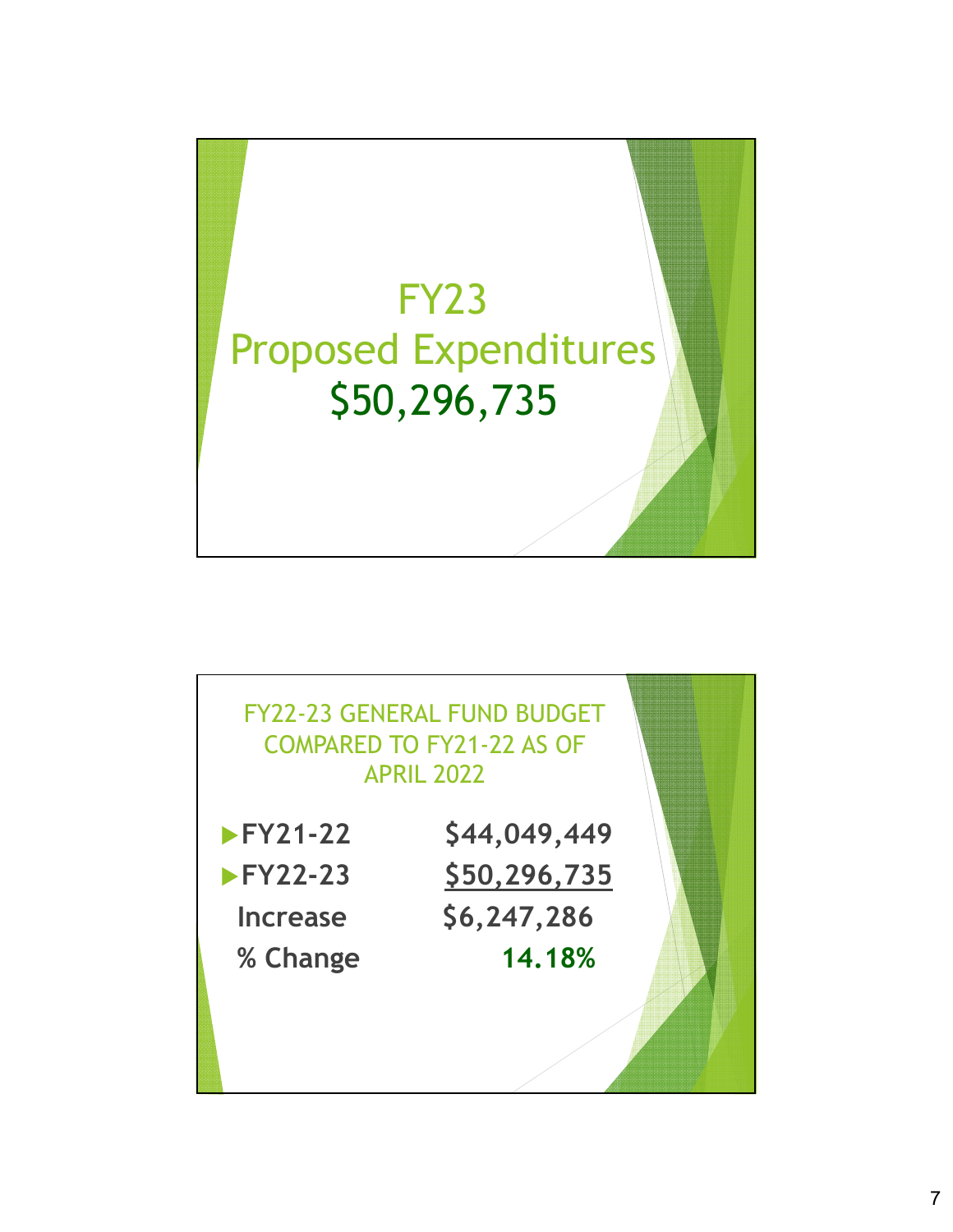# FY23
# Proposed Expenditures
# $50,296,735

## FY22-23 GENERAL FUND BUDGET COMPARED TO FY21-22 AS OF APRIL 2022

| | |
|---|---|
| **FY21-22** | **$44,049,449** |
| **FY22-23** | **$50,296,735** |
| **Increase** | **$6,247,286** |
| **% Change** | **14.18%** |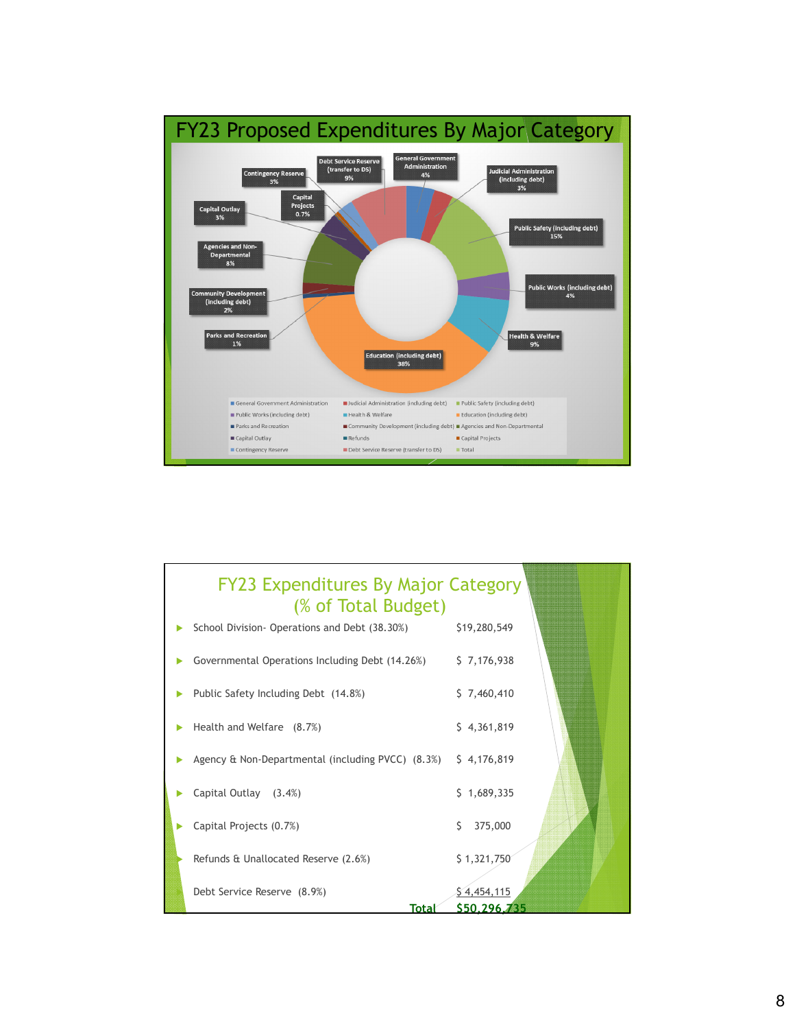# FY23 Proposed Expenditures By Major Category

- General Government Administration 4%
- Judicial Administration (including debt) 3%
- Public Safety (including debt) 15%
- Public Works (including debt) 4%
- Health & Welfare 9%
- Education (including debt) 38%
- Parks and Recreation 1%
- Community Development (including debt) 2%
- Agencies and Non-Departmental 8%
- Capital Outlay 3%
- Capital Projects 0.7%
- Contingency Reserve 3%
- Debt Service Reserve (transfer to DS) 9%

Legend: General Government Administration, Judicial Administration (including debt), Public Safety (including debt), Public Works (including debt), Health & Welfare, Education (including debt), Parks and Recreation, Community Development (including debt), Agencies and Non-Departmental, Capital Outlay, Refunds, Capital Projects, Contingency Reserve, Debt Service Reserve (transfer to DS), Total

# FY23 Expenditures By Major Category (% of Total Budget)

| Category | Amount |
|---|---|
| School Division- Operations and Debt (38.30%) | $19,280,549 |
| Governmental Operations Including Debt (14.26%) | $ 7,176,938 |
| Public Safety Including Debt (14.8%) | $ 7,460,410 |
| Health and Welfare (8.7%) | $ 4,361,819 |
| Agency & Non-Departmental (including PVCC) (8.3%) | $ 4,176,819 |
| Capital Outlay (3.4%) | $ 1,689,335 |
| Capital Projects (0.7%) | $ 375,000 |
| Refunds & Unallocated Reserve (2.6%) | $ 1,321,750 |
| Debt Service Reserve (8.9%) | $ 4,454,115 |
| **Total** | **$50,296,735** |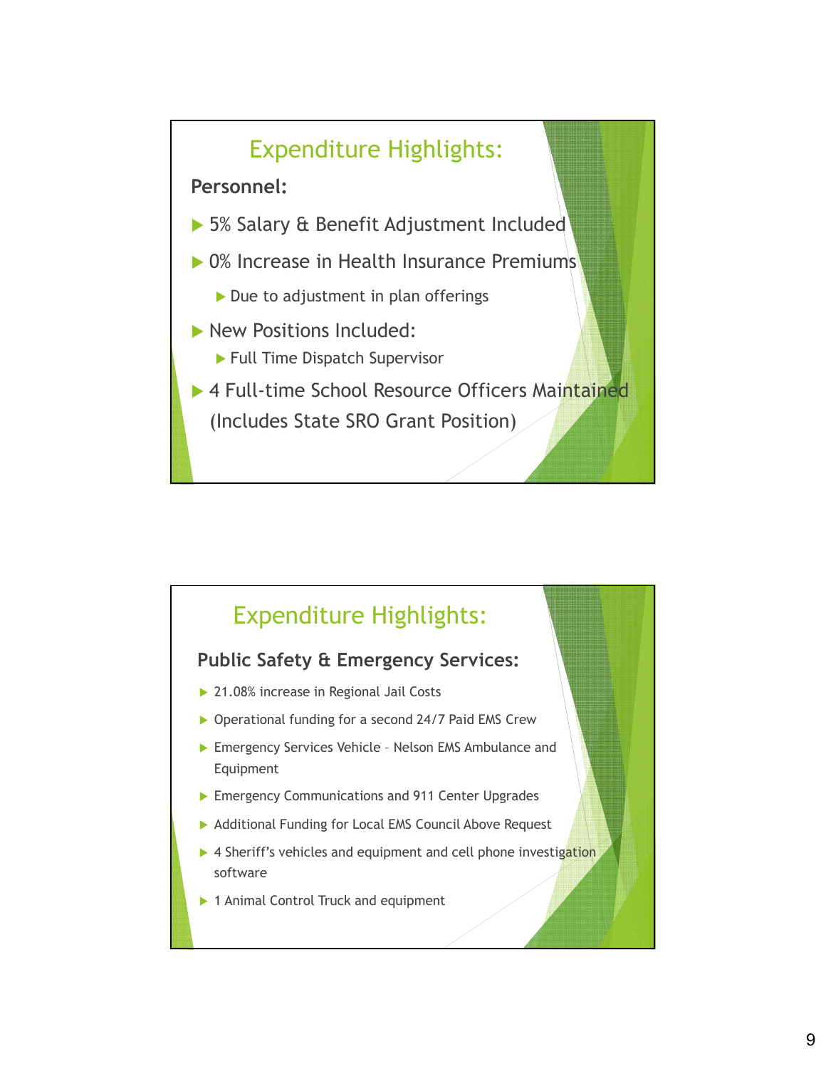## Expenditure Highlights:

### Personnel:

- 5% Salary & Benefit Adjustment Included
- 0% Increase in Health Insurance Premiums
  - Due to adjustment in plan offerings
- New Positions Included:
  - Full Time Dispatch Supervisor
- 4 Full-time School Resource Officers Maintained (Includes State SRO Grant Position)

## Expenditure Highlights:

### Public Safety & Emergency Services:

- 21.08% increase in Regional Jail Costs
- Operational funding for a second 24/7 Paid EMS Crew
- Emergency Services Vehicle – Nelson EMS Ambulance and Equipment
- Emergency Communications and 911 Center Upgrades
- Additional Funding for Local EMS Council Above Request
- 4 Sheriff's vehicles and equipment and cell phone investigation software
- 1 Animal Control Truck and equipment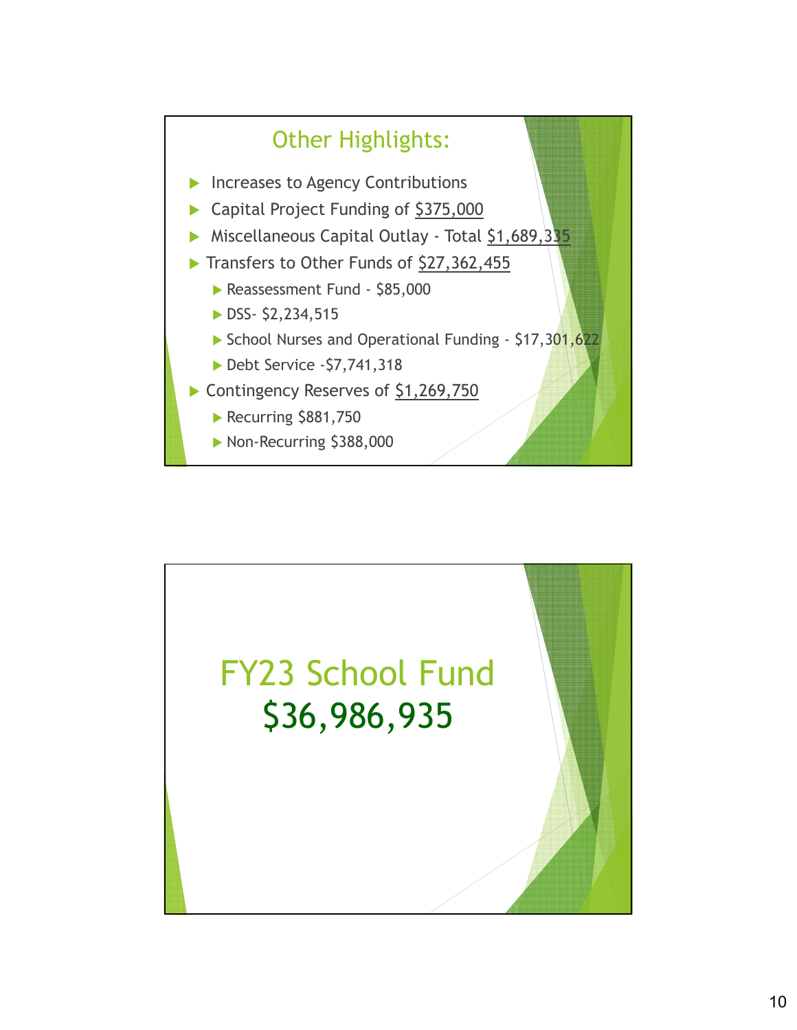## Other Highlights:

- Increases to Agency Contributions
- Capital Project Funding of $375,000
- Miscellaneous Capital Outlay - Total $1,689,335
- Transfers to Other Funds of $27,362,455
  - Reassessment Fund - $85,000
  - DSS- $2,234,515
  - School Nurses and Operational Funding - $17,301,622
  - Debt Service -$7,741,318
- Contingency Reserves of $1,269,750
  - Recurring $881,750
  - Non-Recurring $388,000

## FY23 School Fund $36,986,935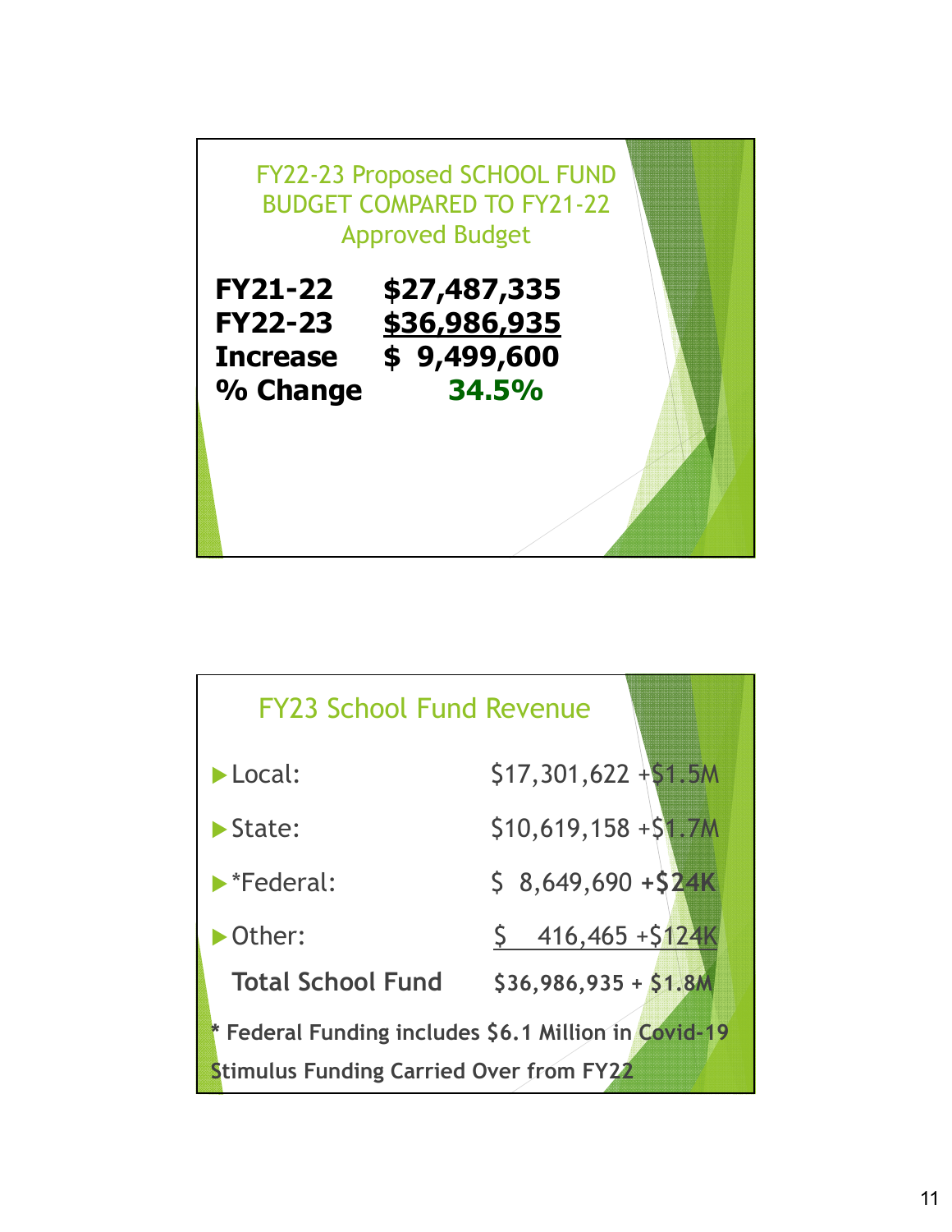## FY22-23 Proposed SCHOOL FUND BUDGET COMPARED TO FY21-22 Approved Budget

| | |
|---|---|
| **FY21-22** | **$27,487,335** |
| **FY22-23** | **$36,986,935** |
| **Increase** | **$ 9,499,600** |
| **% Change** | **34.5%** |

## FY23 School Fund Revenue

| | |
|---|---|
| Local: | $17,301,622 +$1.5M |
| State: | $10,619,158 +$1.7M |
| *Federal: | $ 8,649,690 +$24K |
| Other: | $ 416,465 +$124K |
| **Total School Fund** | **$36,986,935 + $1.8M** |

**\* Federal Funding includes $6.1 Million in Covid-19 Stimulus Funding Carried Over from FY22**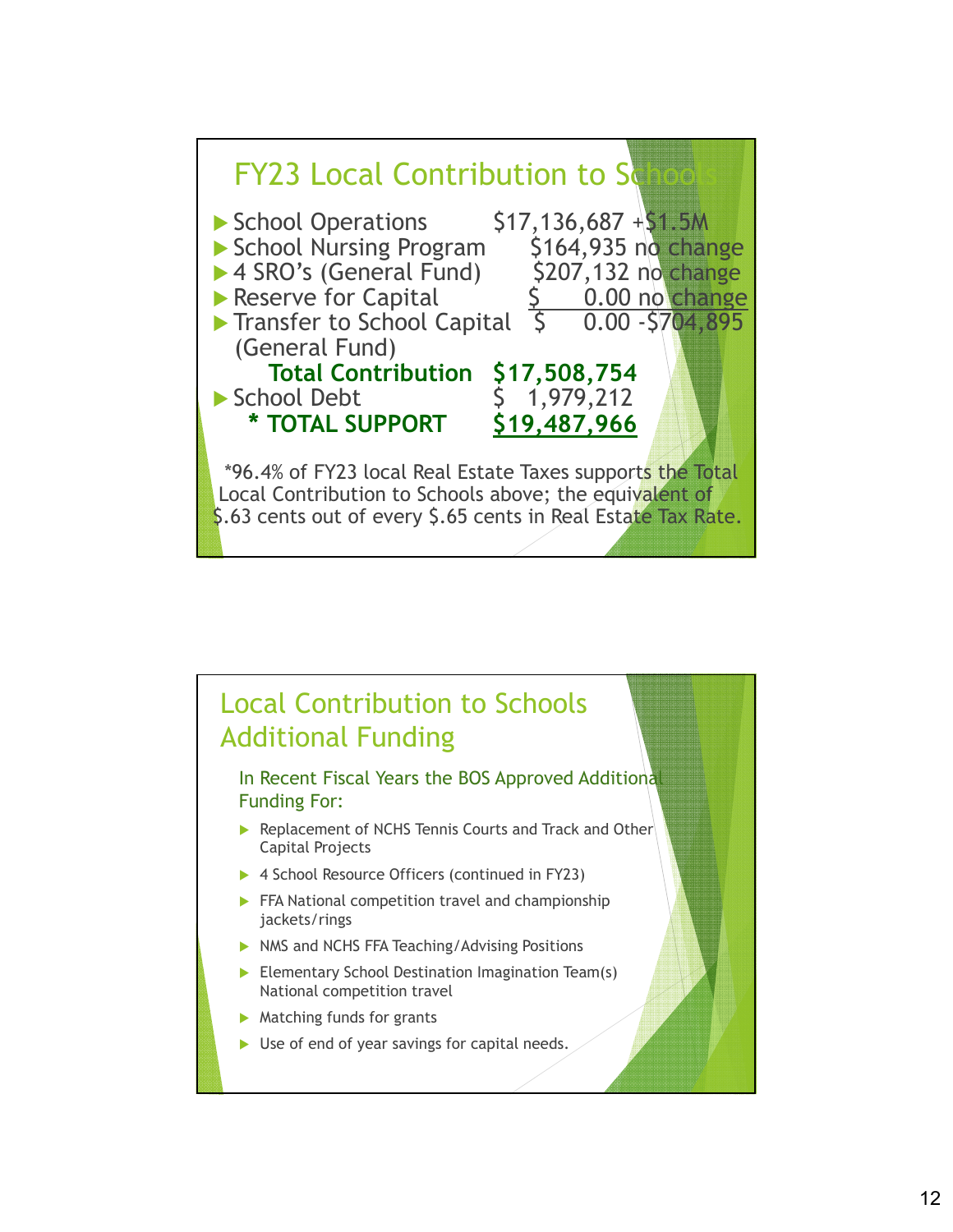## FY23 Local Contribution to Schools

| Item | Amount | Change |
|---|---|---|
| School Operations | $17,136,687 | +$1.5M |
| School Nursing Program | $164,935 | no change |
| 4 SRO's (General Fund) | $207,132 | no change |
| Reserve for Capital | $ 0.00 | no change |
| Transfer to School Capital (General Fund) | $ 0.00 | -$704,895 |
| **Total Contribution** | **$17,508,754** | |
| School Debt | $ 1,979,212 | |
| **\* TOTAL SUPPORT** | **$19,487,966** | |

*96.4% of FY23 local Real Estate Taxes supports the Total Local Contribution to Schools above; the equivalent of $.63 cents out of every $.65 cents in Real Estate Tax Rate.

## Local Contribution to Schools Additional Funding

In Recent Fiscal Years the BOS Approved Additional Funding For:

- Replacement of NCHS Tennis Courts and Track and Other Capital Projects
- 4 School Resource Officers (continued in FY23)
- FFA National competition travel and championship jackets/rings
- NMS and NCHS FFA Teaching/Advising Positions
- Elementary School Destination Imagination Team(s) National competition travel
- Matching funds for grants
- Use of end of year savings for capital needs.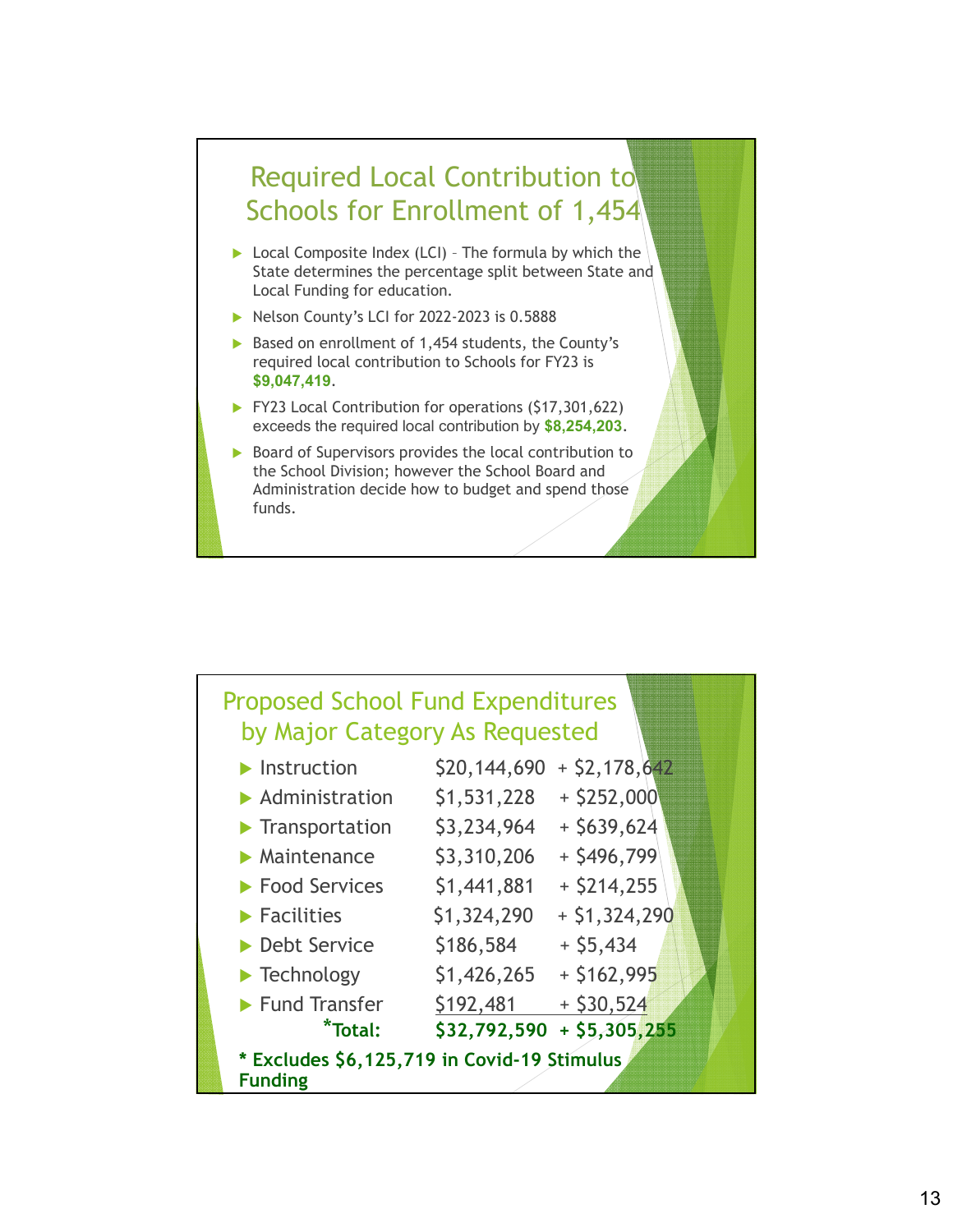## Required Local Contribution to Schools for Enrollment of 1,454

- Local Composite Index (LCI) – The formula by which the State determines the percentage split between State and Local Funding for education.
- Nelson County's LCI for 2022-2023 is 0.5888
- Based on enrollment of 1,454 students, the County's required local contribution to Schools for FY23 is **$9,047,419**.
- FY23 Local Contribution for operations ($17,301,622) exceeds the required local contribution by **$8,254,203**.
- Board of Supervisors provides the local contribution to the School Division; however the School Board and Administration decide how to budget and spend those funds.

## Proposed School Fund Expenditures by Major Category As Requested

| Category | Amount | Change |
|---|---|---|
| Instruction | $20,144,690 | + $2,178,642 |
| Administration | $1,531,228 | + $252,000 |
| Transportation | $3,234,964 | + $639,624 |
| Maintenance | $3,310,206 | + $496,799 |
| Food Services | $1,441,881 | + $214,255 |
| Facilities | $1,324,290 | + $1,324,290 |
| Debt Service | $186,584 | + $5,434 |
| Technology | $1,426,265 | + $162,995 |
| Fund Transfer | $192,481 | + $30,524 |
| ***Total:** | **$32,792,590** | **+ $5,305,255** |

**\* Excludes $6,125,719 in Covid-19 Stimulus Funding**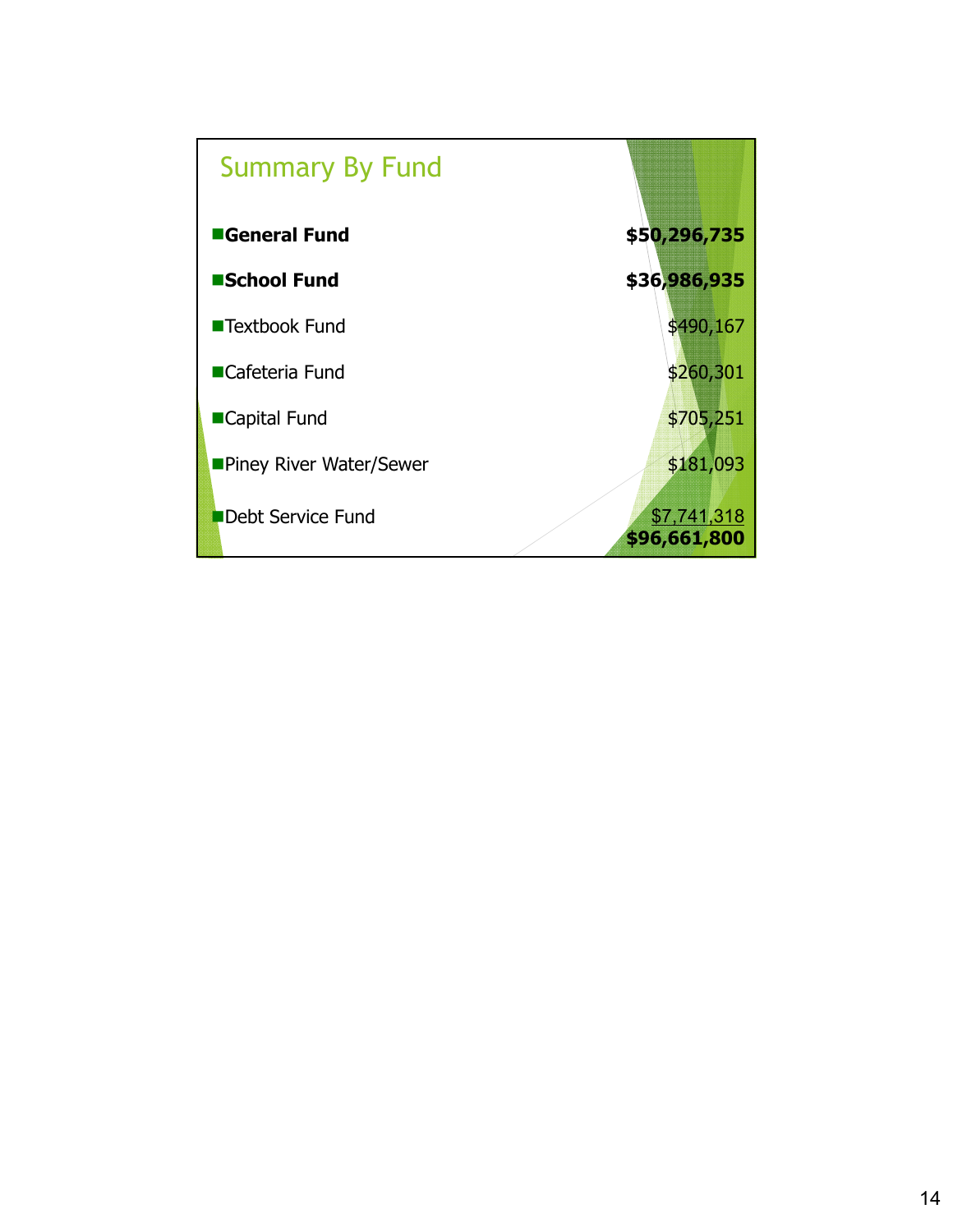## Summary By Fund

| | |
|---|---|
| **General Fund** | **$50,296,735** |
| **School Fund** | **$36,986,935** |
| Textbook Fund | $490,167 |
| Cafeteria Fund | $260,301 |
| Capital Fund | $705,251 |
| Piney River Water/Sewer | $181,093 |
| Debt Service Fund | $7,741,318 |
| | **$96,661,800** |